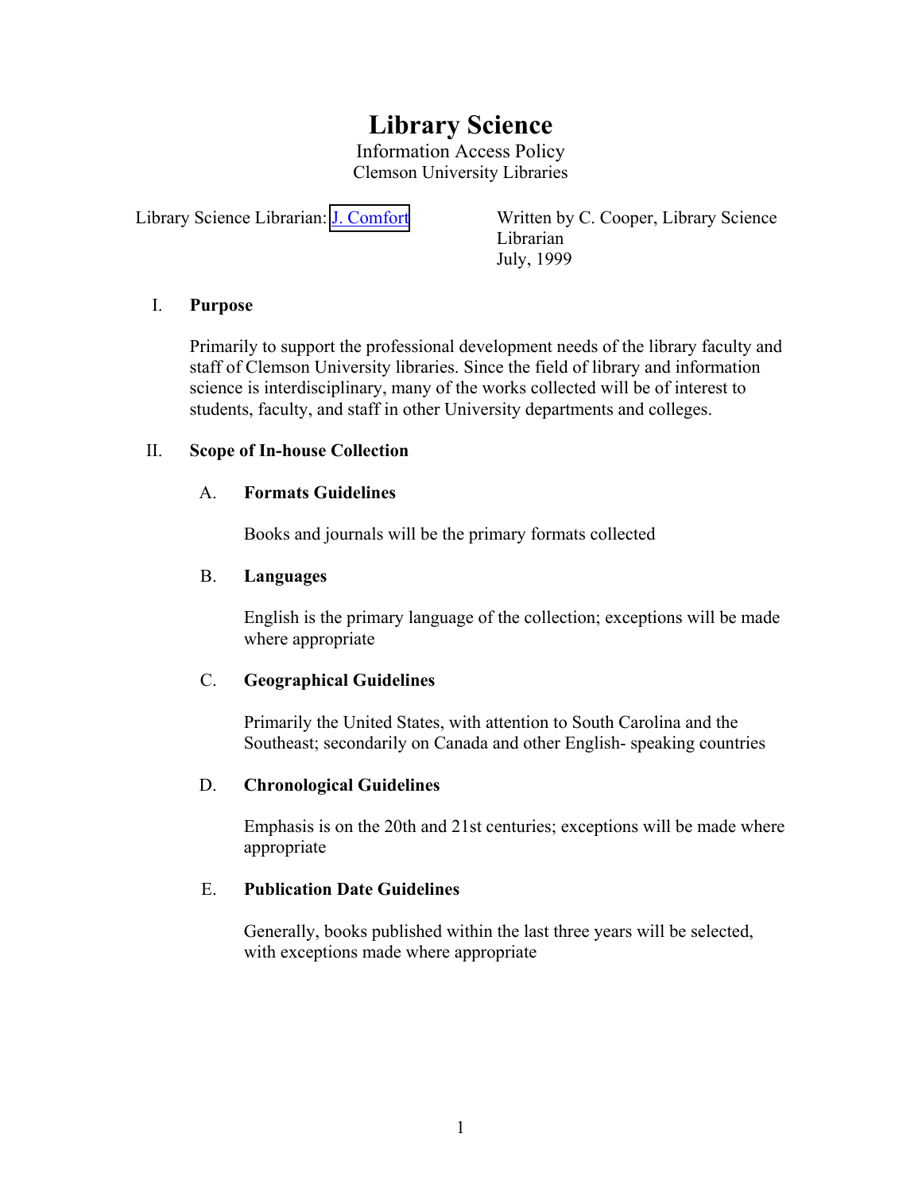# Library Science

Information Access Policy
Clemson University Libraries

Library Science Librarian: J. Comfort

Written by C. Cooper, Library Science Librarian
July, 1999

## I. Purpose

Primarily to support the professional development needs of the library faculty and staff of Clemson University libraries. Since the field of library and information science is interdisciplinary, many of the works collected will be of interest to students, faculty, and staff in other University departments and colleges.

## II. Scope of In-house Collection

### A. Formats Guidelines

Books and journals will be the primary formats collected

### B. Languages

English is the primary language of the collection; exceptions will be made where appropriate

### C. Geographical Guidelines

Primarily the United States, with attention to South Carolina and the Southeast; secondarily on Canada and other English- speaking countries

### D. Chronological Guidelines

Emphasis is on the 20th and 21st centuries; exceptions will be made where appropriate

### E. Publication Date Guidelines

Generally, books published within the last three years will be selected, with exceptions made where appropriate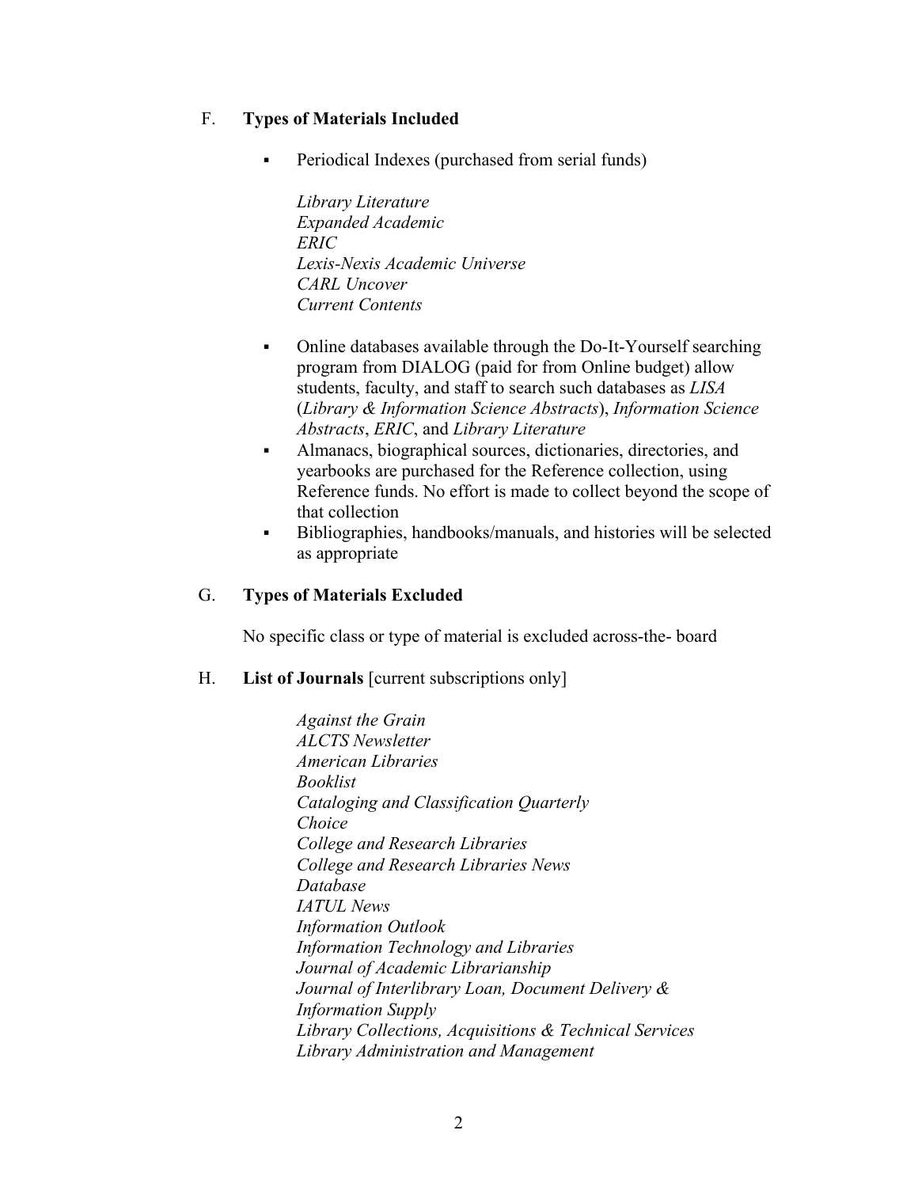## F. **Types of Materials Included**

- Periodical Indexes (purchased from serial funds)

  *Library Literature*
  *Expanded Academic*
  *ERIC*
  *Lexis-Nexis Academic Universe*
  *CARL Uncover*
  *Current Contents*

- Online databases available through the Do-It-Yourself searching program from DIALOG (paid for from Online budget) allow students, faculty, and staff to search such databases as *LISA* (*Library & Information Science Abstracts*), *Information Science Abstracts*, *ERIC*, and *Library Literature*
- Almanacs, biographical sources, dictionaries, directories, and yearbooks are purchased for the Reference collection, using Reference funds. No effort is made to collect beyond the scope of that collection
- Bibliographies, handbooks/manuals, and histories will be selected as appropriate

## G. **Types of Materials Excluded**

No specific class or type of material is excluded across-the- board

## H. **List of Journals** [current subscriptions only]

*Against the Grain*
*ALCTS Newsletter*
*American Libraries*
*Booklist*
*Cataloging and Classification Quarterly*
*Choice*
*College and Research Libraries*
*College and Research Libraries News*
*Database*
*IATUL News*
*Information Outlook*
*Information Technology and Libraries*
*Journal of Academic Librarianship*
*Journal of Interlibrary Loan, Document Delivery & Information Supply*
*Library Collections, Acquisitions & Technical Services*
*Library Administration and Management*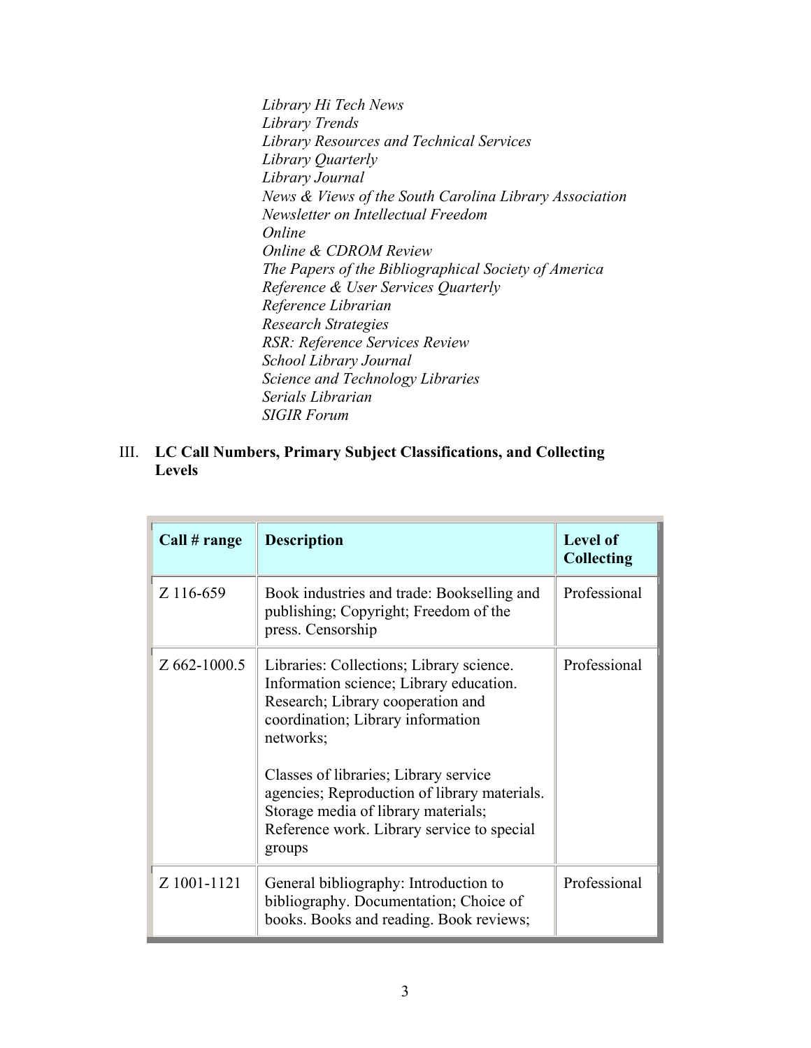*Library Hi Tech News*
*Library Trends*
*Library Resources and Technical Services*
*Library Quarterly*
*Library Journal*
*News & Views of the South Carolina Library Association*
*Newsletter on Intellectual Freedom*
*Online*
*Online & CDROM Review*
*The Papers of the Bibliographical Society of America*
*Reference & User Services Quarterly*
*Reference Librarian*
*Research Strategies*
*RSR: Reference Services Review*
*School Library Journal*
*Science and Technology Libraries*
*Serials Librarian*
*SIGIR Forum*

## III. LC Call Numbers, Primary Subject Classifications, and Collecting Levels

| Call # range | Description | Level of Collecting |
|---|---|---|
| Z 116-659 | Book industries and trade: Bookselling and publishing; Copyright; Freedom of the press. Censorship | Professional |
| Z 662-1000.5 | Libraries: Collections; Library science. Information science; Library education. Research; Library cooperation and coordination; Library information networks;<br><br>Classes of libraries; Library service agencies; Reproduction of library materials. Storage media of library materials; Reference work. Library service to special groups | Professional |
| Z 1001-1121 | General bibliography: Introduction to bibliography. Documentation; Choice of books. Books and reading. Book reviews; | Professional |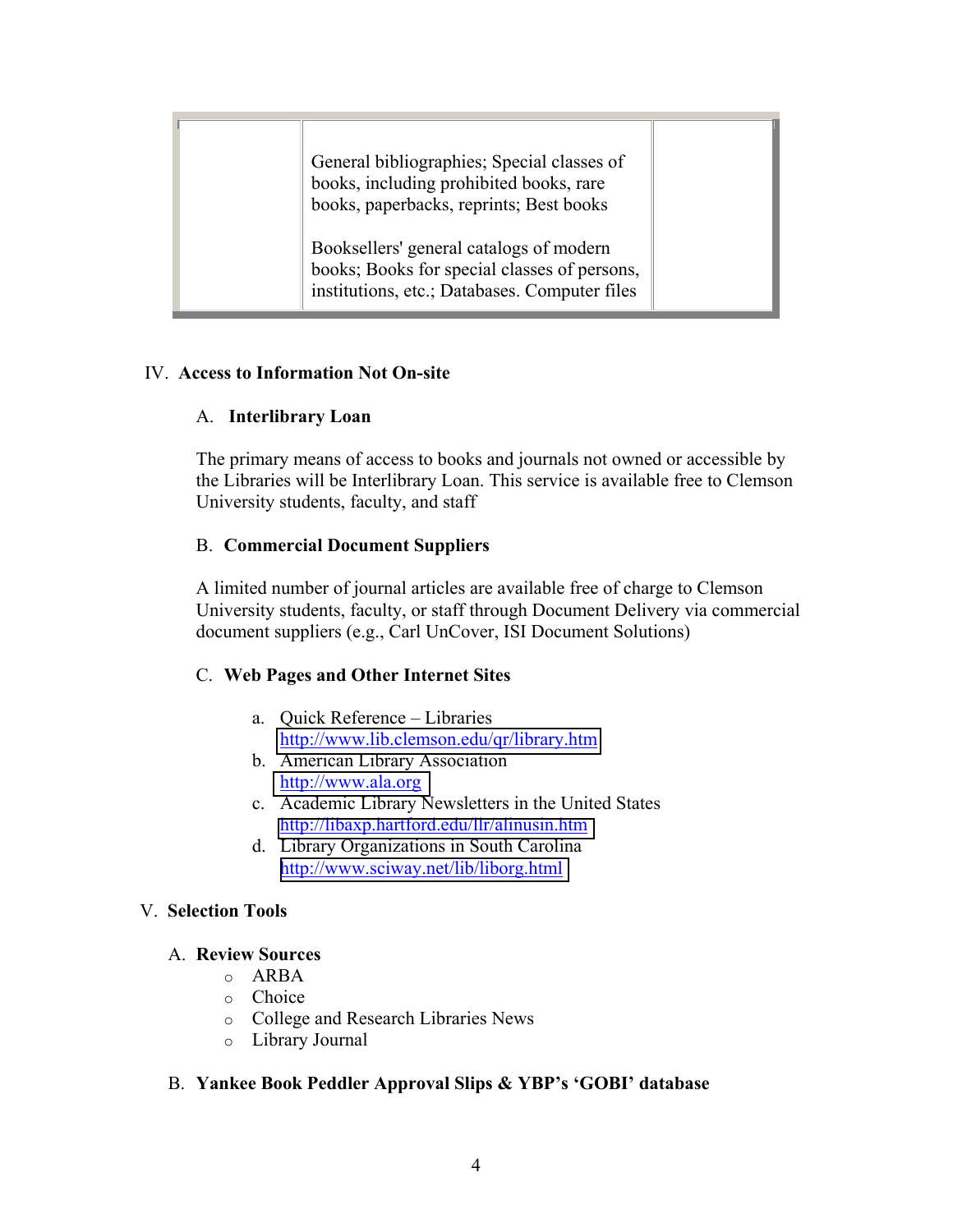| | General bibliographies; Special classes of books, including prohibited books, rare books, paperbacks, reprints; Best books<br><br>Booksellers' general catalogs of modern books; Books for special classes of persons, institutions, etc.; Databases. Computer files | |
|---|---|---|

IV. **Access to Information Not On-site**

A. **Interlibrary Loan**

The primary means of access to books and journals not owned or accessible by the Libraries will be Interlibrary Loan. This service is available free to Clemson University students, faculty, and staff

B. **Commercial Document Suppliers**

A limited number of journal articles are available free of charge to Clemson University students, faculty, or staff through Document Delivery via commercial document suppliers (e.g., Carl UnCover, ISI Document Solutions)

C. **Web Pages and Other Internet Sites**

a. Quick Reference – Libraries
http://www.lib.clemson.edu/qr/library.htm
b. American Library Association
http://www.ala.org
c. Academic Library Newsletters in the United States
http://libaxp.hartford.edu/llr/alinusin.htm
d. Library Organizations in South Carolina
http://www.sciway.net/lib/liborg.html

V. **Selection Tools**

A. **Review Sources**

- ARBA
- Choice
- College and Research Libraries News
- Library Journal

B. **Yankee Book Peddler Approval Slips & YBP's 'GOBI' database**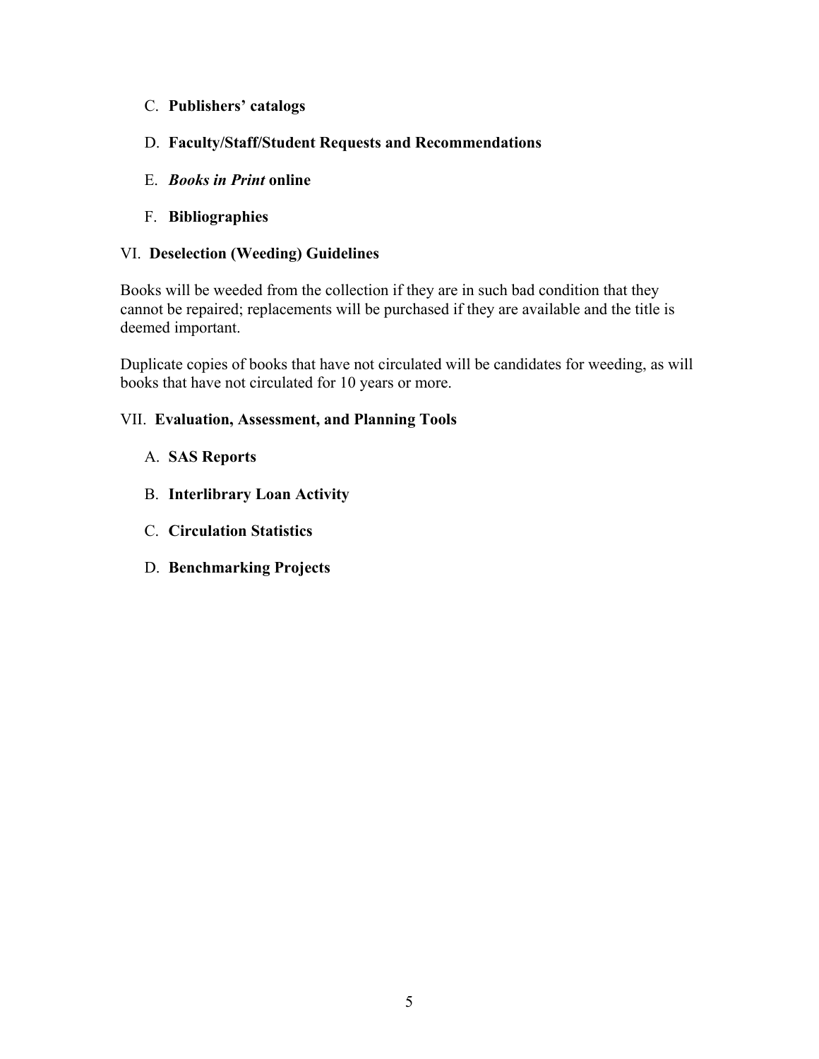C. **Publishers' catalogs**

D. **Faculty/Staff/Student Requests and Recommendations**

E. ***Books in Print*** **online**

F. **Bibliographies**

## VI. Deselection (Weeding) Guidelines

Books will be weeded from the collection if they are in such bad condition that they cannot be repaired; replacements will be purchased if they are available and the title is deemed important.

Duplicate copies of books that have not circulated will be candidates for weeding, as will books that have not circulated for 10 years or more.

## VII. Evaluation, Assessment, and Planning Tools

A. **SAS Reports**

B. **Interlibrary Loan Activity**

C. **Circulation Statistics**

D. **Benchmarking Projects**